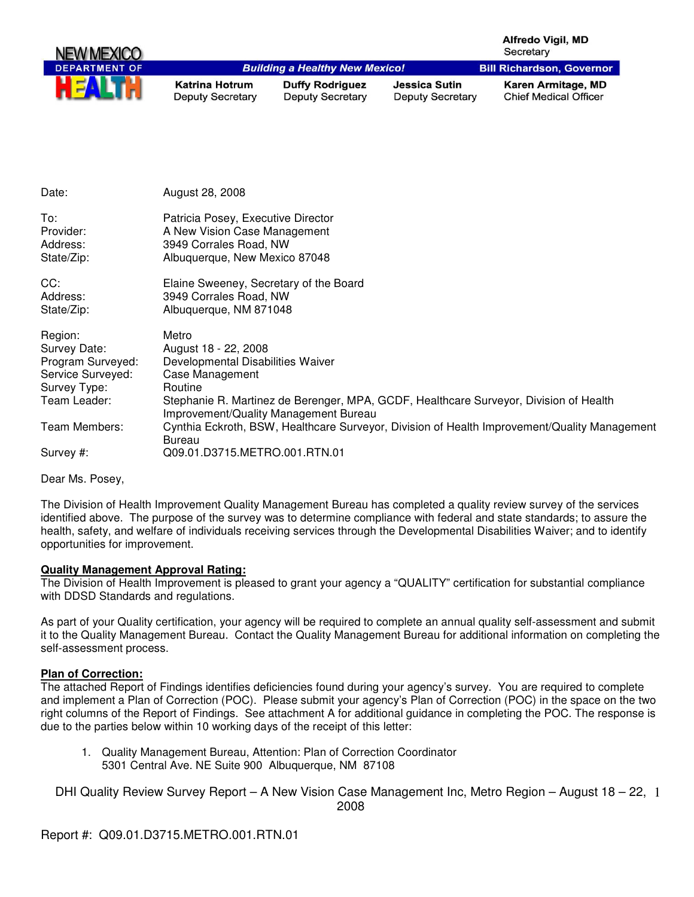NEW MEXICO DEPARTMENT OF HEALTH

**Building a Healthy New Mexico!**

| | | | |
|---|---|---|---|
| | | | **Alfredo Vigil, MD**<br>Secretary |
| | | | **Bill Richardson, Governor** |
| **Katrina Hotrum**<br>Deputy Secretary | **Duffy Rodriguez**<br>Deputy Secretary | **Jessica Sutin**<br>Deputy Secretary | **Karen Armitage, MD**<br>Chief Medical Officer |

| | |
|---|---|
| Date: | August 28, 2008 |
| To: | Patricia Posey, Executive Director |
| Provider: | A New Vision Case Management |
| Address: | 3949 Corrales Road, NW |
| State/Zip: | Albuquerque, New Mexico 87048 |
| CC: | Elaine Sweeney, Secretary of the Board |
| Address: | 3949 Corrales Road, NW |
| State/Zip: | Albuquerque, NM 871048 |
| Region: | Metro |
| Survey Date: | August 18 - 22, 2008 |
| Program Surveyed: | Developmental Disabilities Waiver |
| Service Surveyed: | Case Management |
| Survey Type: | Routine |
| Team Leader: | Stephanie R. Martinez de Berenger, MPA, GCDF, Healthcare Surveyor, Division of Health Improvement/Quality Management Bureau |
| Team Members: | Cynthia Eckroth, BSW, Healthcare Surveyor, Division of Health Improvement/Quality Management Bureau |
| Survey #: | Q09.01.D3715.METRO.001.RTN.01 |

Dear Ms. Posey,

The Division of Health Improvement Quality Management Bureau has completed a quality review survey of the services identified above. The purpose of the survey was to determine compliance with federal and state standards; to assure the health, safety, and welfare of individuals receiving services through the Developmental Disabilities Waiver; and to identify opportunities for improvement.

**Quality Management Approval Rating:**

The Division of Health Improvement is pleased to grant your agency a "QUALITY" certification for substantial compliance with DDSD Standards and regulations.

As part of your Quality certification, your agency will be required to complete an annual quality self-assessment and submit it to the Quality Management Bureau. Contact the Quality Management Bureau for additional information on completing the self-assessment process.

**Plan of Correction:**

The attached Report of Findings identifies deficiencies found during your agency's survey. You are required to complete and implement a Plan of Correction (POC). Please submit your agency's Plan of Correction (POC) in the space on the two right columns of the Report of Findings. See attachment A for additional guidance in completing the POC. The response is due to the parties below within 10 working days of the receipt of this letter:

1. Quality Management Bureau, Attention: Plan of Correction Coordinator
   5301 Central Ave. NE Suite 900 Albuquerque, NM 87108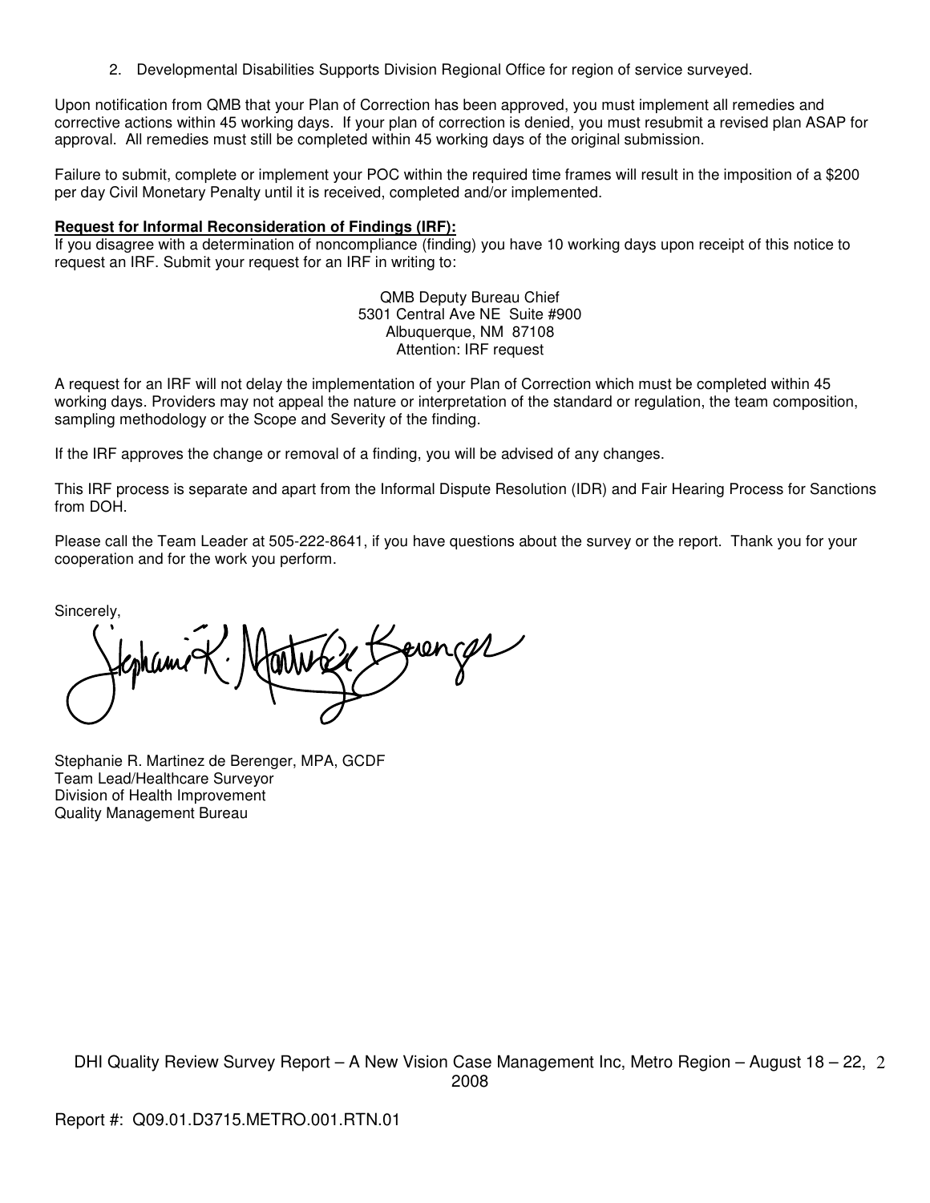2. Developmental Disabilities Supports Division Regional Office for region of service surveyed.

Upon notification from QMB that your Plan of Correction has been approved, you must implement all remedies and corrective actions within 45 working days. If your plan of correction is denied, you must resubmit a revised plan ASAP for approval. All remedies must still be completed within 45 working days of the original submission.

Failure to submit, complete or implement your POC within the required time frames will result in the imposition of a $200 per day Civil Monetary Penalty until it is received, completed and/or implemented.

**Request for Informal Reconsideration of Findings (IRF):**
If you disagree with a determination of noncompliance (finding) you have 10 working days upon receipt of this notice to request an IRF. Submit your request for an IRF in writing to:

QMB Deputy Bureau Chief
5301 Central Ave NE Suite #900
Albuquerque, NM 87108
Attention: IRF request

A request for an IRF will not delay the implementation of your Plan of Correction which must be completed within 45 working days. Providers may not appeal the nature or interpretation of the standard or regulation, the team composition, sampling methodology or the Scope and Severity of the finding.

If the IRF approves the change or removal of a finding, you will be advised of any changes.

This IRF process is separate and apart from the Informal Dispute Resolution (IDR) and Fair Hearing Process for Sanctions from DOH.

Please call the Team Leader at 505-222-8641, if you have questions about the survey or the report. Thank you for your cooperation and for the work you perform.

Sincerely,

Stephanie R. Martinez de Berenger, MPA, GCDF
Team Lead/Healthcare Surveyor
Division of Health Improvement
Quality Management Bureau

DHI Quality Review Survey Report – A New Vision Case Management Inc, Metro Region – August 18 – 22, 2008

Report #: Q09.01.D3715.METRO.001.RTN.01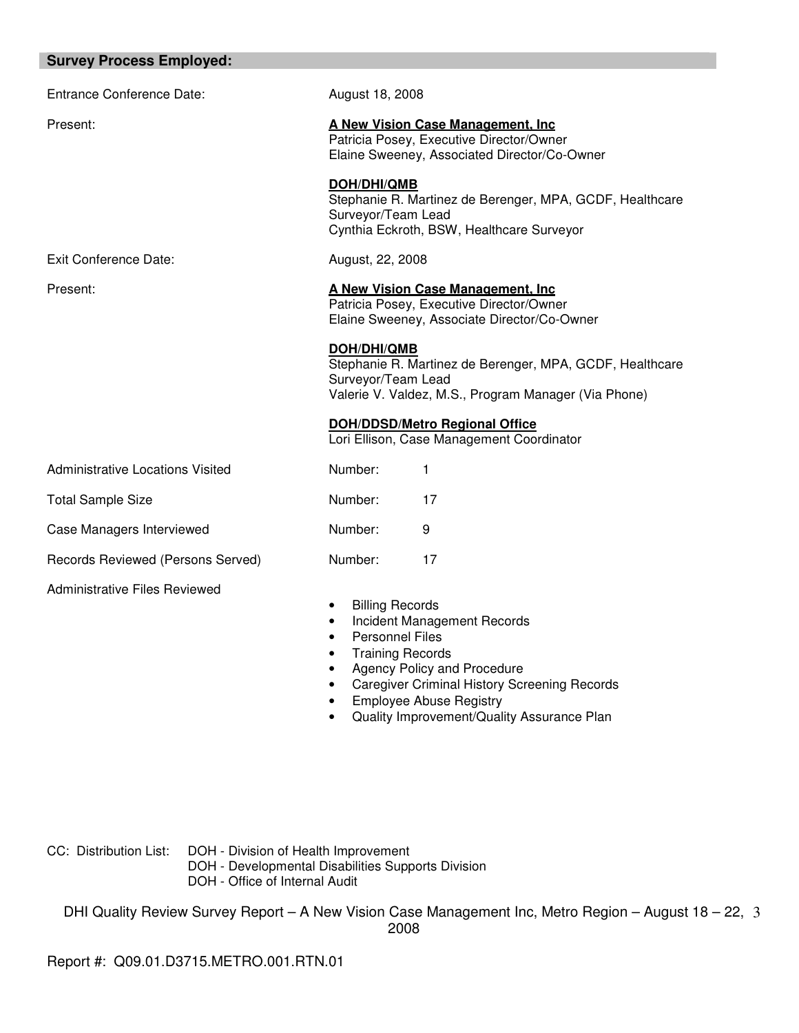## Survey Process Employed:

| | |
|---|---|
| Entrance Conference Date: | August 18, 2008 |
| Present: | **A New Vision Case Management, Inc**<br>Patricia Posey, Executive Director/Owner<br>Elaine Sweeney, Associated Director/Co-Owner<br><br>**DOH/DHI/QMB**<br>Stephanie R. Martinez de Berenger, MPA, GCDF, Healthcare Surveyor/Team Lead<br>Cynthia Eckroth, BSW, Healthcare Surveyor |
| Exit Conference Date: | August, 22, 2008 |
| Present: | **A New Vision Case Management, Inc**<br>Patricia Posey, Executive Director/Owner<br>Elaine Sweeney, Associate Director/Co-Owner<br><br>**DOH/DHI/QMB**<br>Stephanie R. Martinez de Berenger, MPA, GCDF, Healthcare Surveyor/Team Lead<br>Valerie V. Valdez, M.S., Program Manager (Via Phone)<br><br>**DOH/DDSD/Metro Regional Office**<br>Lori Ellison, Case Management Coordinator |
| Administrative Locations Visited | Number: 1 |
| Total Sample Size | Number: 17 |
| Case Managers Interviewed | Number: 9 |
| Records Reviewed (Persons Served) | Number: 17 |

Administrative Files Reviewed

- Billing Records
- Incident Management Records
- Personnel Files
- Training Records
- Agency Policy and Procedure
- Caregiver Criminal History Screening Records
- Employee Abuse Registry
- Quality Improvement/Quality Assurance Plan

CC: Distribution List:
DOH - Division of Health Improvement
DOH - Developmental Disabilities Supports Division
DOH - Office of Internal Audit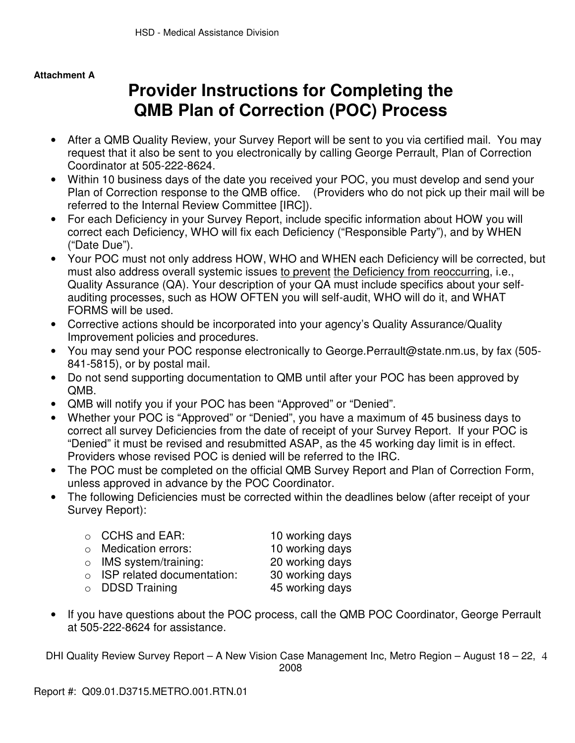Attachment A

# Provider Instructions for Completing the QMB Plan of Correction (POC) Process

- After a QMB Quality Review, your Survey Report will be sent to you via certified mail. You may request that it also be sent to you electronically by calling George Perrault, Plan of Correction Coordinator at 505-222-8624.
- Within 10 business days of the date you received your POC, you must develop and send your Plan of Correction response to the QMB office. (Providers who do not pick up their mail will be referred to the Internal Review Committee [IRC]).
- For each Deficiency in your Survey Report, include specific information about HOW you will correct each Deficiency, WHO will fix each Deficiency ("Responsible Party"), and by WHEN ("Date Due").
- Your POC must not only address HOW, WHO and WHEN each Deficiency will be corrected, but must also address overall systemic issues to prevent the Deficiency from reoccurring, i.e., Quality Assurance (QA). Your description of your QA must include specifics about your self-auditing processes, such as HOW OFTEN you will self-audit, WHO will do it, and WHAT FORMS will be used.
- Corrective actions should be incorporated into your agency's Quality Assurance/Quality Improvement policies and procedures.
- You may send your POC response electronically to George.Perrault@state.nm.us, by fax (505-841-5815), or by postal mail.
- Do not send supporting documentation to QMB until after your POC has been approved by QMB.
- QMB will notify you if your POC has been "Approved" or "Denied".
- Whether your POC is "Approved" or "Denied", you have a maximum of 45 business days to correct all survey Deficiencies from the date of receipt of your Survey Report. If your POC is "Denied" it must be revised and resubmitted ASAP, as the 45 working day limit is in effect. Providers whose revised POC is denied will be referred to the IRC.
- The POC must be completed on the official QMB Survey Report and Plan of Correction Form, unless approved in advance by the POC Coordinator.
- The following Deficiencies must be corrected within the deadlines below (after receipt of your Survey Report):
  - CCHS and EAR: 10 working days
  - Medication errors: 10 working days
  - IMS system/training: 20 working days
  - ISP related documentation: 30 working days
  - DDSD Training 45 working days
- If you have questions about the POC process, call the QMB POC Coordinator, George Perrault at 505-222-8624 for assistance.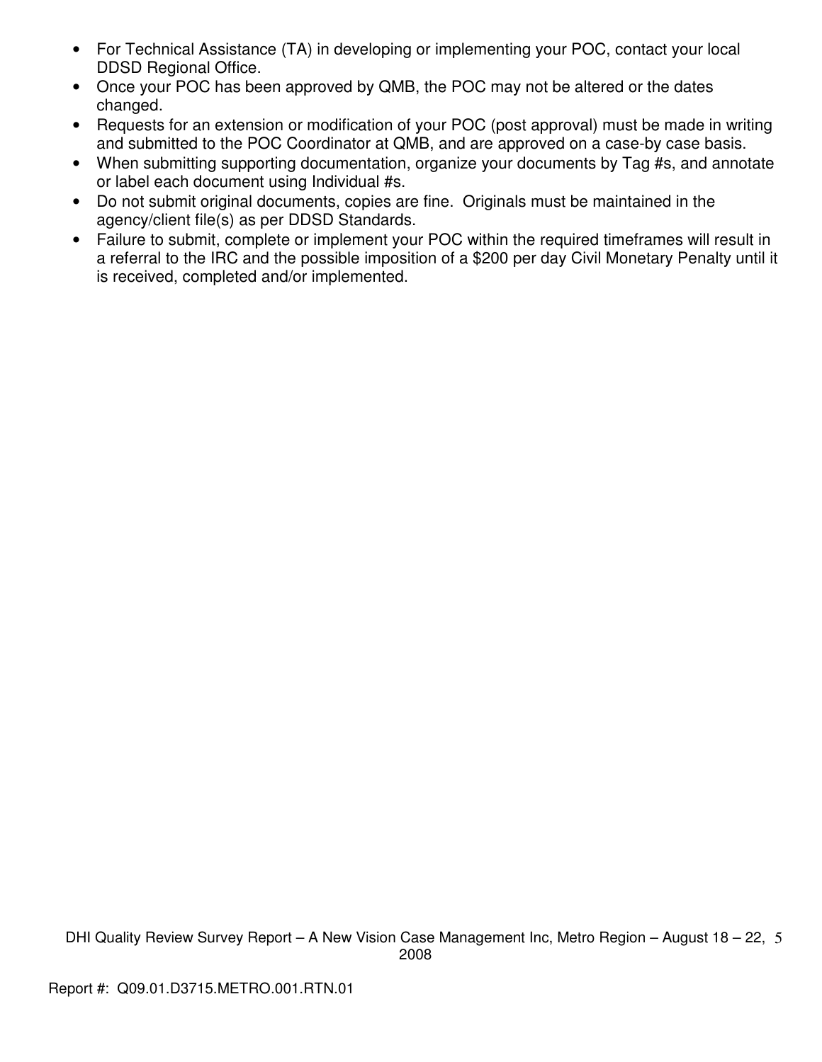- For Technical Assistance (TA) in developing or implementing your POC, contact your local DDSD Regional Office.
- Once your POC has been approved by QMB, the POC may not be altered or the dates changed.
- Requests for an extension or modification of your POC (post approval) must be made in writing and submitted to the POC Coordinator at QMB, and are approved on a case-by case basis.
- When submitting supporting documentation, organize your documents by Tag #s, and annotate or label each document using Individual #s.
- Do not submit original documents, copies are fine. Originals must be maintained in the agency/client file(s) as per DDSD Standards.
- Failure to submit, complete or implement your POC within the required timeframes will result in a referral to the IRC and the possible imposition of a $200 per day Civil Monetary Penalty until it is received, completed and/or implemented.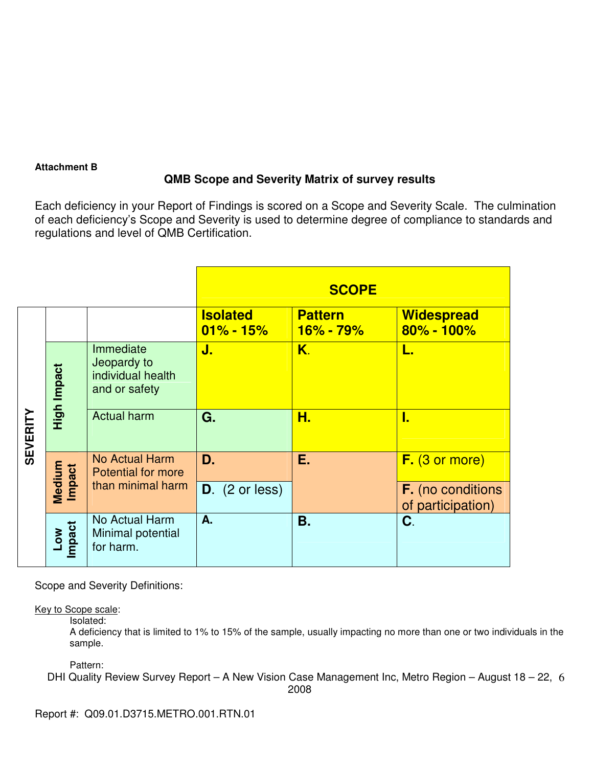**Attachment B**

**QMB Scope and Severity Matrix of survey results**

Each deficiency in your Report of Findings is scored on a Scope and Severity Scale. The culmination of each deficiency's Scope and Severity is used to determine degree of compliance to standards and regulations and level of QMB Certification.

| | | | **SCOPE** | | |
|---|---|---|---|---|---|
| **SEVERITY** | | | **Isolated 01% - 15%** | **Pattern 16% - 79%** | **Widespread 80% - 100%** |
| | **High Impact** | Immediate Jeopardy to individual health and or safety | **J.** | **K.** | **L.** |
| | | Actual harm | **G.** | **H.** | **I.** |
| | **Medium Impact** | No Actual Harm Potential for more than minimal harm | **D.** | **E.** | **F.** (3 or more) |
| | | | **D.** (2 or less) | | **F.** (no conditions of participation) |
| | **Low Impact** | No Actual Harm Minimal potential for harm. | **A.** | **B.** | **C.** |

Scope and Severity Definitions:

Key to Scope scale:

Isolated:
A deficiency that is limited to 1% to 15% of the sample, usually impacting no more than one or two individuals in the sample.

Pattern:

Report #: Q09.01.D3715.METRO.001.RTN.01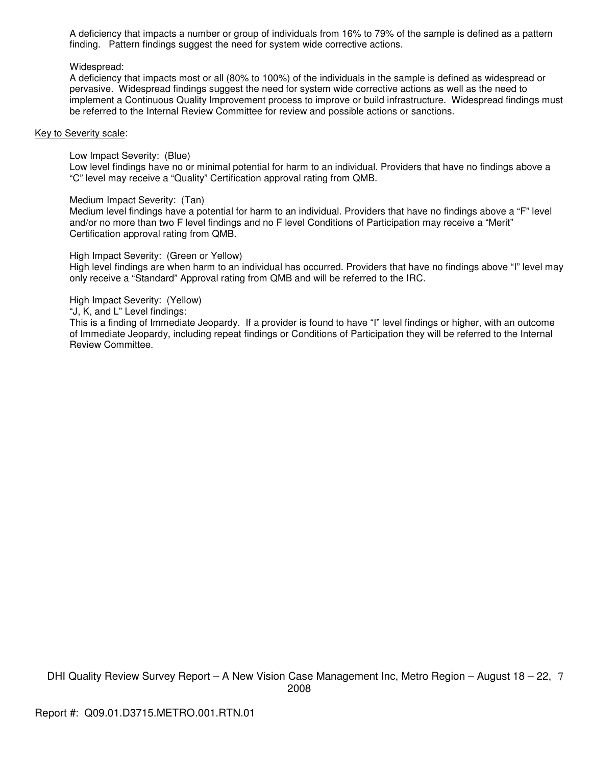A deficiency that impacts a number or group of individuals from 16% to 79% of the sample is defined as a pattern finding. Pattern findings suggest the need for system wide corrective actions.

Widespread:
A deficiency that impacts most or all (80% to 100%) of the individuals in the sample is defined as widespread or pervasive. Widespread findings suggest the need for system wide corrective actions as well as the need to implement a Continuous Quality Improvement process to improve or build infrastructure. Widespread findings must be referred to the Internal Review Committee for review and possible actions or sanctions.

<u>Key to Severity scale</u>:

Low Impact Severity: (Blue)
Low level findings have no or minimal potential for harm to an individual. Providers that have no findings above a "C" level may receive a "Quality" Certification approval rating from QMB.

Medium Impact Severity: (Tan)
Medium level findings have a potential for harm to an individual. Providers that have no findings above a "F" level and/or no more than two F level findings and no F level Conditions of Participation may receive a "Merit" Certification approval rating from QMB.

High Impact Severity: (Green or Yellow)
High level findings are when harm to an individual has occurred. Providers that have no findings above "I" level may only receive a "Standard" Approval rating from QMB and will be referred to the IRC.

High Impact Severity: (Yellow)
"J, K, and L" Level findings:
This is a finding of Immediate Jeopardy. If a provider is found to have "I" level findings or higher, with an outcome of Immediate Jeopardy, including repeat findings or Conditions of Participation they will be referred to the Internal Review Committee.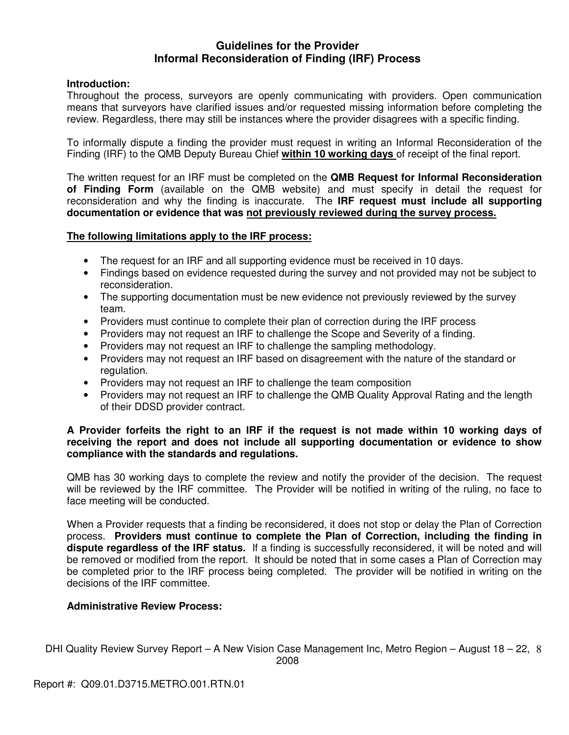## Guidelines for the Provider
## Informal Reconsideration of Finding (IRF) Process

**Introduction:**
Throughout the process, surveyors are openly communicating with providers. Open communication means that surveyors have clarified issues and/or requested missing information before completing the review. Regardless, there may still be instances where the provider disagrees with a specific finding.

To informally dispute a finding the provider must request in writing an Informal Reconsideration of the Finding (IRF) to the QMB Deputy Bureau Chief **<u>within 10 working days</u>** of receipt of the final report.

The written request for an IRF must be completed on the **QMB Request for Informal Reconsideration of Finding Form** (available on the QMB website) and must specify in detail the request for reconsideration and why the finding is inaccurate. The **IRF request must include all supporting documentation or evidence that was <u>not previously reviewed during the survey process.</u>**

**<u>The following limitations apply to the IRF process:</u>**

- The request for an IRF and all supporting evidence must be received in 10 days.
- Findings based on evidence requested during the survey and not provided may not be subject to reconsideration.
- The supporting documentation must be new evidence not previously reviewed by the survey team.
- Providers must continue to complete their plan of correction during the IRF process
- Providers may not request an IRF to challenge the Scope and Severity of a finding.
- Providers may not request an IRF to challenge the sampling methodology.
- Providers may not request an IRF based on disagreement with the nature of the standard or regulation.
- Providers may not request an IRF to challenge the team composition
- Providers may not request an IRF to challenge the QMB Quality Approval Rating and the length of their DDSD provider contract.

**A Provider forfeits the right to an IRF if the request is not made within 10 working days of receiving the report and does not include all supporting documentation or evidence to show compliance with the standards and regulations.**

QMB has 30 working days to complete the review and notify the provider of the decision. The request will be reviewed by the IRF committee. The Provider will be notified in writing of the ruling, no face to face meeting will be conducted.

When a Provider requests that a finding be reconsidered, it does not stop or delay the Plan of Correction process. **Providers must continue to complete the Plan of Correction, including the finding in dispute regardless of the IRF status.** If a finding is successfully reconsidered, it will be noted and will be removed or modified from the report. It should be noted that in some cases a Plan of Correction may be completed prior to the IRF process being completed. The provider will be notified in writing on the decisions of the IRF committee.

**Administrative Review Process:**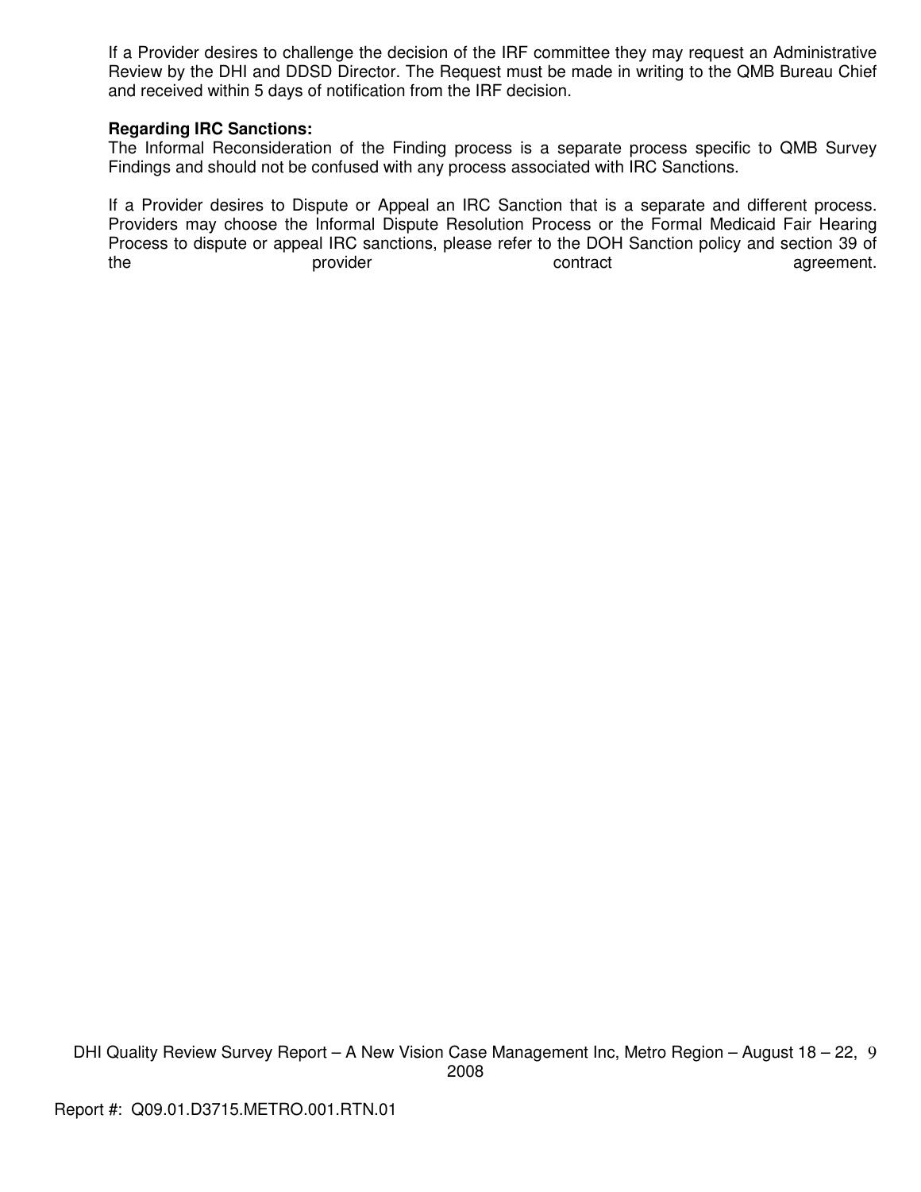If a Provider desires to challenge the decision of the IRF committee they may request an Administrative Review by the DHI and DDSD Director. The Request must be made in writing to the QMB Bureau Chief and received within 5 days of notification from the IRF decision.

**Regarding IRC Sanctions:**
The Informal Reconsideration of the Finding process is a separate process specific to QMB Survey Findings and should not be confused with any process associated with IRC Sanctions.

If a Provider desires to Dispute or Appeal an IRC Sanction that is a separate and different process. Providers may choose the Informal Dispute Resolution Process or the Formal Medicaid Fair Hearing Process to dispute or appeal IRC sanctions, please refer to the DOH Sanction policy and section 39 of the provider contract agreement.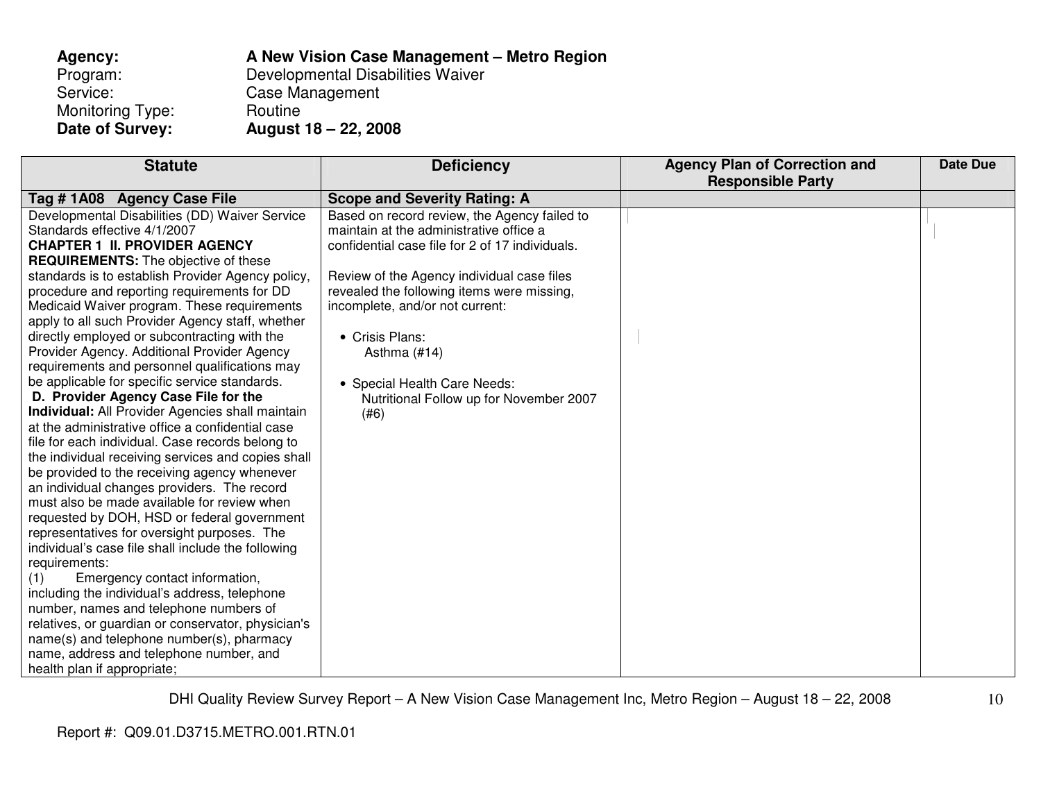**Agency:** **A New Vision Case Management – Metro Region**
Program: Developmental Disabilities Waiver
Service: Case Management
Monitoring Type: Routine
**Date of Survey:** **August 18 – 22, 2008**

| Statute | Deficiency | Agency Plan of Correction and Responsible Party | Date Due |
|---|---|---|---|
| **Tag # 1A08 Agency Case File** | **Scope and Severity Rating: A** | | |
| Developmental Disabilities (DD) Waiver Service Standards effective 4/1/2007<br>**CHAPTER 1 II. PROVIDER AGENCY REQUIREMENTS:** The objective of these standards is to establish Provider Agency policy, procedure and reporting requirements for DD Medicaid Waiver program. These requirements apply to all such Provider Agency staff, whether directly employed or subcontracting with the Provider Agency. Additional Provider Agency requirements and personnel qualifications may be applicable for specific service standards.<br>**D. Provider Agency Case File for the Individual:** All Provider Agencies shall maintain at the administrative office a confidential case file for each individual. Case records belong to the individual receiving services and copies shall be provided to the receiving agency whenever an individual changes providers. The record must also be made available for review when requested by DOH, HSD or federal government representatives for oversight purposes. The individual's case file shall include the following requirements:<br>(1) Emergency contact information, including the individual's address, telephone number, names and telephone numbers of relatives, or guardian or conservator, physician's name(s) and telephone number(s), pharmacy name, address and telephone number, and health plan if appropriate; | Based on record review, the Agency failed to maintain at the administrative office a confidential case file for 2 of 17 individuals.<br><br>Review of the Agency individual case files revealed the following items were missing, incomplete, and/or not current:<br><br>• Crisis Plans:<br>Asthma (#14)<br><br>• Special Health Care Needs:<br>Nutritional Follow up for November 2007 (#6) | | |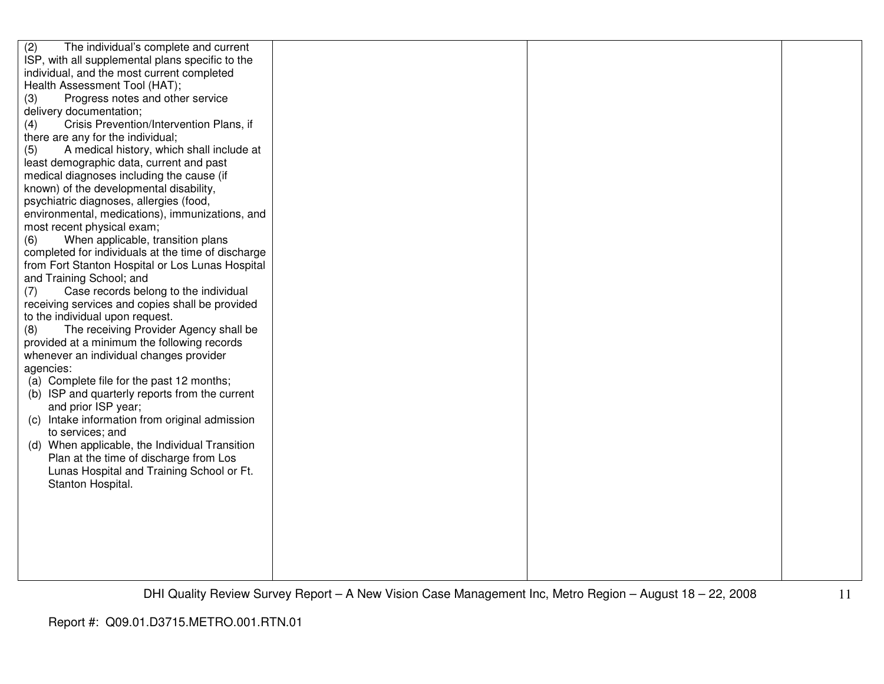| | | | |
|---|---|---|---|
| (2) The individual's complete and current ISP, with all supplemental plans specific to the individual, and the most current completed Health Assessment Tool (HAT);<br>(3) Progress notes and other service delivery documentation;<br>(4) Crisis Prevention/Intervention Plans, if there are any for the individual;<br>(5) A medical history, which shall include at least demographic data, current and past medical diagnoses including the cause (if known) of the developmental disability, psychiatric diagnoses, allergies (food, environmental, medications), immunizations, and most recent physical exam;<br>(6) When applicable, transition plans completed for individuals at the time of discharge from Fort Stanton Hospital or Los Lunas Hospital and Training School; and<br>(7) Case records belong to the individual receiving services and copies shall be provided to the individual upon request.<br>(8) The receiving Provider Agency shall be provided at a minimum the following records whenever an individual changes provider agencies:<br>(a) Complete file for the past 12 months;<br>(b) ISP and quarterly reports from the current and prior ISP year;<br>(c) Intake information from original admission to services; and<br>(d) When applicable, the Individual Transition Plan at the time of discharge from Los Lunas Hospital and Training School or Ft. Stanton Hospital. | | | |

DHI Quality Review Survey Report – A New Vision Case Management Inc, Metro Region – August 18 – 22, 2008

Report #: Q09.01.D3715.METRO.001.RTN.01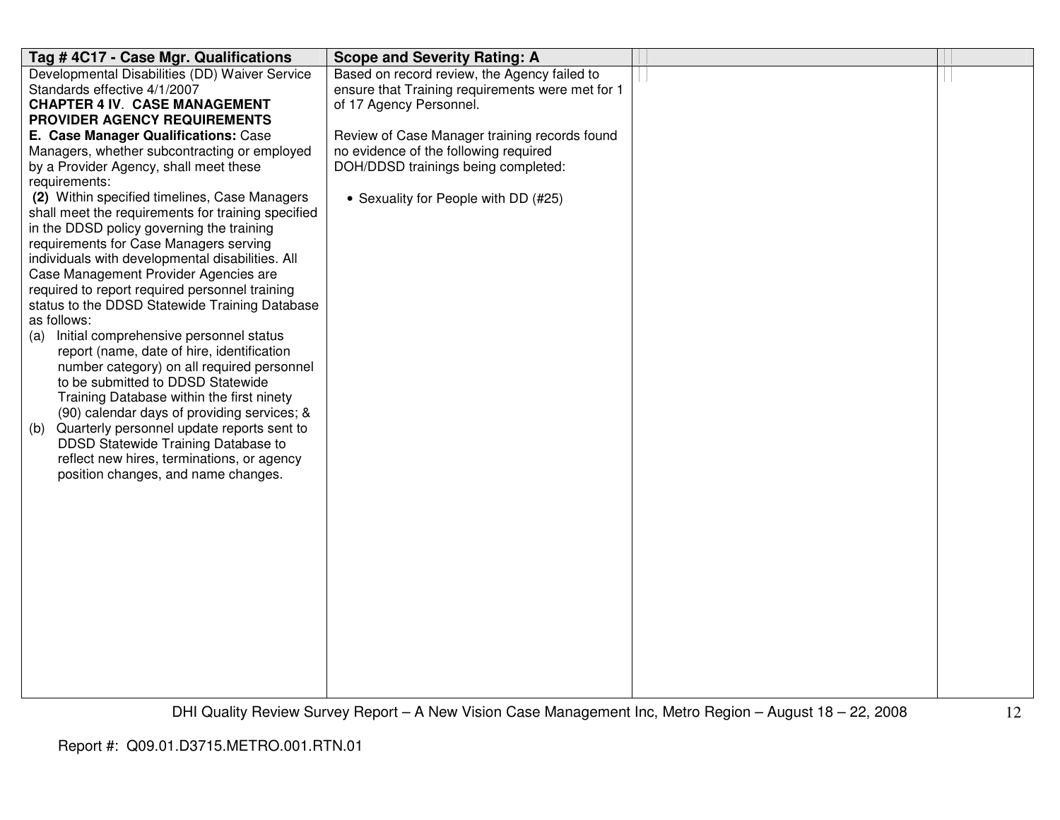| Tag # 4C17 - Case Mgr. Qualifications | Scope and Severity Rating: A | | |
|---|---|---|---|
| Developmental Disabilities (DD) Waiver Service Standards effective 4/1/2007<br>**CHAPTER 4 IV. CASE MANAGEMENT PROVIDER AGENCY REQUIREMENTS**<br>**E. Case Manager Qualifications:** Case Managers, whether subcontracting or employed by a Provider Agency, shall meet these requirements:<br>**(2)** Within specified timelines, Case Managers shall meet the requirements for training specified in the DDSD policy governing the training requirements for Case Managers serving individuals with developmental disabilities. All Case Management Provider Agencies are required to report required personnel training status to the DDSD Statewide Training Database as follows:<br>(a) Initial comprehensive personnel status report (name, date of hire, identification number category) on all required personnel to be submitted to DDSD Statewide Training Database within the first ninety (90) calendar days of providing services; &<br>(b) Quarterly personnel update reports sent to DDSD Statewide Training Database to reflect new hires, terminations, or agency position changes, and name changes. | Based on record review, the Agency failed to ensure that Training requirements were met for 1 of 17 Agency Personnel.<br><br>Review of Case Manager training records found no evidence of the following required DOH/DDSD trainings being completed:<br><br>• Sexuality for People with DD (#25) | | |

Report #: Q09.01.D3715.METRO.001.RTN.01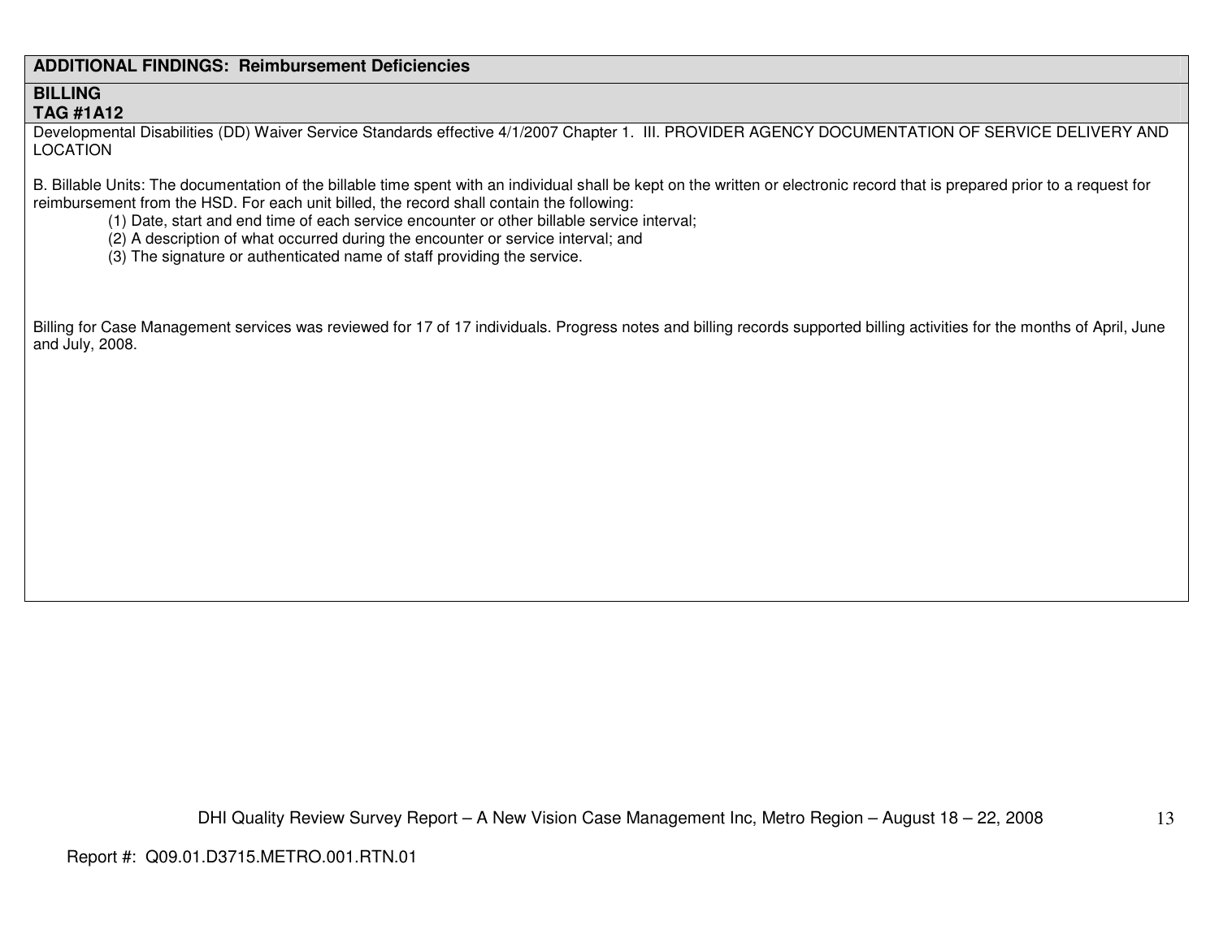**ADDITIONAL FINDINGS: Reimbursement Deficiencies**

**BILLING**
**TAG #1A12**

Developmental Disabilities (DD) Waiver Service Standards effective 4/1/2007 Chapter 1. III. PROVIDER AGENCY DOCUMENTATION OF SERVICE DELIVERY AND LOCATION

B. Billable Units: The documentation of the billable time spent with an individual shall be kept on the written or electronic record that is prepared prior to a request for reimbursement from the HSD. For each unit billed, the record shall contain the following:

(1) Date, start and end time of each service encounter or other billable service interval;
(2) A description of what occurred during the encounter or service interval; and
(3) The signature or authenticated name of staff providing the service.

Billing for Case Management services was reviewed for 17 of 17 individuals. Progress notes and billing records supported billing activities for the months of April, June and July, 2008.